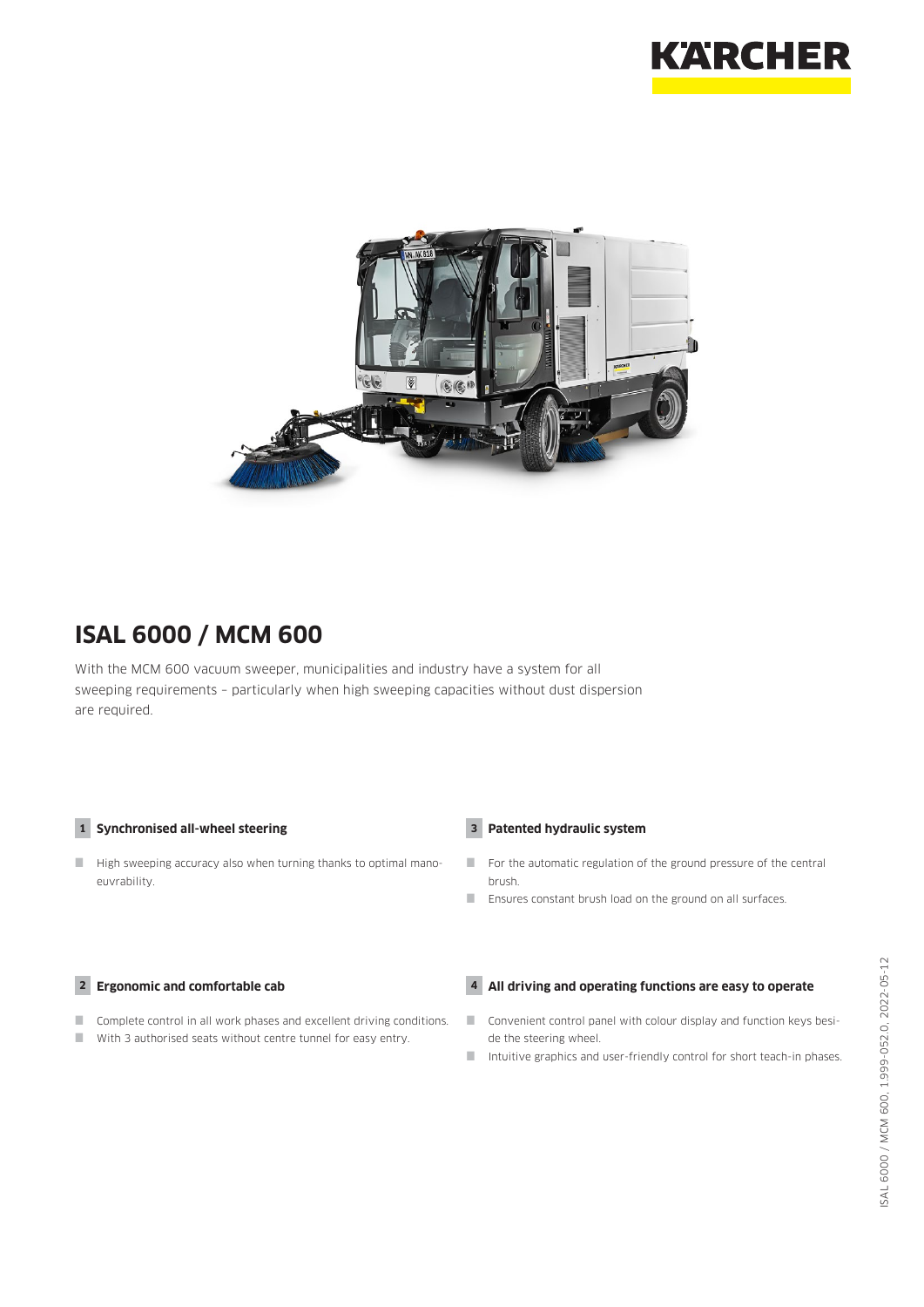# ISAL 6000 / MCM 600

With the MCM 600 vacuum sweeper, municipalities and industry have a system for all sweeping requirements – particularly when high sweeping capacities without dust dispersion are required.

### 1 Synchronised all-wheel steering

- High sweeping accuracy also when turning thanks to optimal manoeuvrability.

### 2 Ergonomic and comfortable cab

- Complete control in all work phases and excellent driving conditions.
- With 3 authorised seats without centre tunnel for easy entry.

### 3 Patented hydraulic system

- For the automatic regulation of the ground pressure of the central brush.
- Ensures constant brush load on the ground on all surfaces.

### 4 All driving and operating functions are easy to operate

- Convenient control panel with colour display and function keys beside the steering wheel.
- Intuitive graphics and user-friendly control for short teach-in phases.

ISAL 6000 / MCM 600, 1.999-052.0, 2022-05-12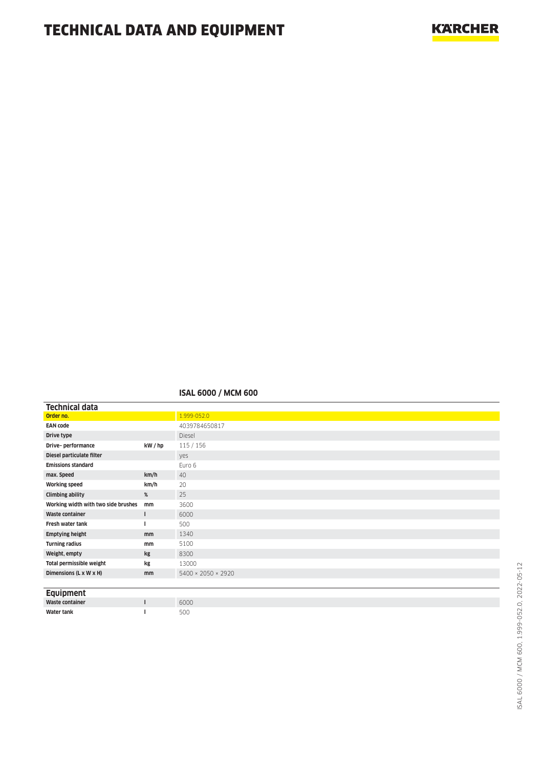# TECHNICAL DATA AND EQUIPMENT

## ISAL 6000 / MCM 600

### Technical data

| | | |
|---|---|---|
| **Order no.** | | 1.999-052.0 |
| **EAN code** | | 4039784650817 |
| **Drive type** | | Diesel |
| **Drive- performance** | **kW / hp** | 115 / 156 |
| **Diesel particulate filter** | | yes |
| **Emissions standard** | | Euro 6 |
| **max. Speed** | **km/h** | 40 |
| **Working speed** | **km/h** | 20 |
| **Climbing ability** | **%** | 25 |
| **Working width with two side brushes** | **mm** | 3600 |
| **Waste container** | **l** | 6000 |
| **Fresh water tank** | **l** | 500 |
| **Emptying height** | **mm** | 1340 |
| **Turning radius** | **mm** | 5100 |
| **Weight, empty** | **kg** | 8300 |
| **Total permissible weight** | **kg** | 13000 |
| **Dimensions (L x W x H)** | **mm** | 5400 × 2050 × 2920 |

### Equipment

| | | |
|---|---|---|
| **Waste container** | **l** | 6000 |
| **Water tank** | **l** | 500 |

ISAL 6000 / MCM 600, 1.999-052.0, 2022-05-12